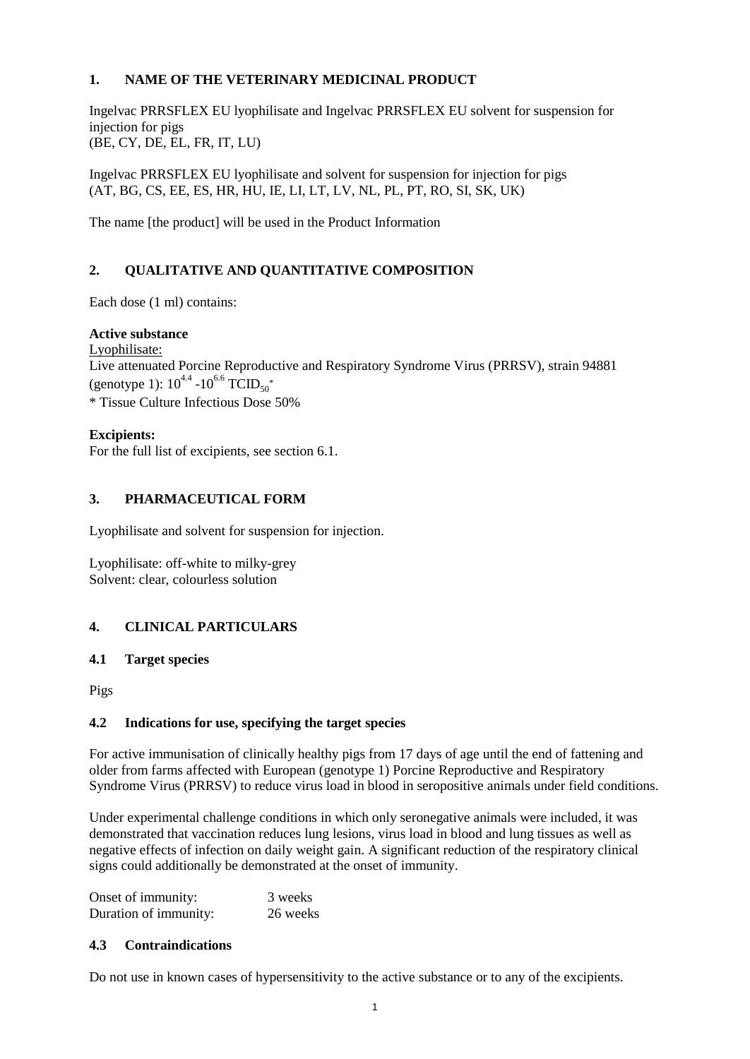## 1. NAME OF THE VETERINARY MEDICINAL PRODUCT

Ingelvac PRRSFLEX EU lyophilisate and Ingelvac PRRSFLEX EU solvent for suspension for injection for pigs
(BE, CY, DE, EL, FR, IT, LU)

Ingelvac PRRSFLEX EU lyophilisate and solvent for suspension for injection for pigs
(AT, BG, CS, EE, ES, HR, HU, IE, LI, LT, LV, NL, PL, PT, RO, SI, SK, UK)

The name [the product] will be used in the Product Information

## 2. QUALITATIVE AND QUANTITATIVE COMPOSITION

Each dose (1 ml) contains:

**Active substance**

Lyophilisate:
Live attenuated Porcine Reproductive and Respiratory Syndrome Virus (PRRSV), strain 94881 (genotype 1): $10^{4.4}$ -$10^{6.6}$ $TCID_{50}$*
* Tissue Culture Infectious Dose 50%

**Excipients:**
For the full list of excipients, see section 6.1.

## 3. PHARMACEUTICAL FORM

Lyophilisate and solvent for suspension for injection.

Lyophilisate: off-white to milky-grey
Solvent: clear, colourless solution

## 4. CLINICAL PARTICULARS

### 4.1 Target species

Pigs

### 4.2 Indications for use, specifying the target species

For active immunisation of clinically healthy pigs from 17 days of age until the end of fattening and older from farms affected with European (genotype 1) Porcine Reproductive and Respiratory Syndrome Virus (PRRSV) to reduce virus load in blood in seropositive animals under field conditions.

Under experimental challenge conditions in which only seronegative animals were included, it was demonstrated that vaccination reduces lung lesions, virus load in blood and lung tissues as well as negative effects of infection on daily weight gain. A significant reduction of the respiratory clinical signs could additionally be demonstrated at the onset of immunity.

| | |
|---|---|
| Onset of immunity: | 3 weeks |
| Duration of immunity: | 26 weeks |

### 4.3 Contraindications

Do not use in known cases of hypersensitivity to the active substance or to any of the excipients.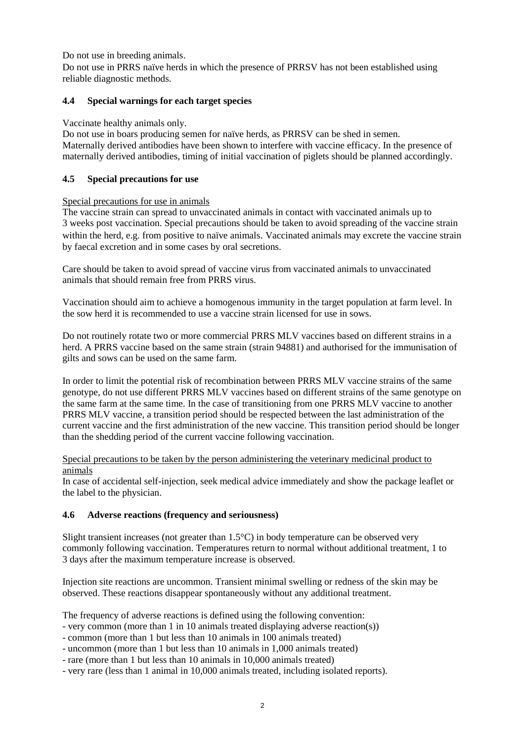Do not use in breeding animals.
Do not use in PRRS naïve herds in which the presence of PRRSV has not been established using reliable diagnostic methods.

### 4.4 Special warnings for each target species

Vaccinate healthy animals only.
Do not use in boars producing semen for naïve herds, as PRRSV can be shed in semen.
Maternally derived antibodies have been shown to interfere with vaccine efficacy. In the presence of maternally derived antibodies, timing of initial vaccination of piglets should be planned accordingly.

### 4.5 Special precautions for use

Special precautions for use in animals
The vaccine strain can spread to unvaccinated animals in contact with vaccinated animals up to 3 weeks post vaccination. Special precautions should be taken to avoid spreading of the vaccine strain within the herd, e.g. from positive to naïve animals. Vaccinated animals may excrete the vaccine strain by faecal excretion and in some cases by oral secretions.

Care should be taken to avoid spread of vaccine virus from vaccinated animals to unvaccinated animals that should remain free from PRRS virus.

Vaccination should aim to achieve a homogenous immunity in the target population at farm level. In the sow herd it is recommended to use a vaccine strain licensed for use in sows.

Do not routinely rotate two or more commercial PRRS MLV vaccines based on different strains in a herd. A PRRS vaccine based on the same strain (strain 94881) and authorised for the immunisation of gilts and sows can be used on the same farm.

In order to limit the potential risk of recombination between PRRS MLV vaccine strains of the same genotype, do not use different PRRS MLV vaccines based on different strains of the same genotype on the same farm at the same time. In the case of transitioning from one PRRS MLV vaccine to another PRRS MLV vaccine, a transition period should be respected between the last administration of the current vaccine and the first administration of the new vaccine. This transition period should be longer than the shedding period of the current vaccine following vaccination.

Special precautions to be taken by the person administering the veterinary medicinal product to animals
In case of accidental self-injection, seek medical advice immediately and show the package leaflet or the label to the physician.

### 4.6 Adverse reactions (frequency and seriousness)

Slight transient increases (not greater than 1.5°C) in body temperature can be observed very commonly following vaccination. Temperatures return to normal without additional treatment, 1 to 3 days after the maximum temperature increase is observed.

Injection site reactions are uncommon. Transient minimal swelling or redness of the skin may be observed. These reactions disappear spontaneously without any additional treatment.

The frequency of adverse reactions is defined using the following convention:
- very common (more than 1 in 10 animals treated displaying adverse reaction(s))
- common (more than 1 but less than 10 animals in 100 animals treated)
- uncommon (more than 1 but less than 10 animals in 1,000 animals treated)
- rare (more than 1 but less than 10 animals in 10,000 animals treated)
- very rare (less than 1 animal in 10,000 animals treated, including isolated reports).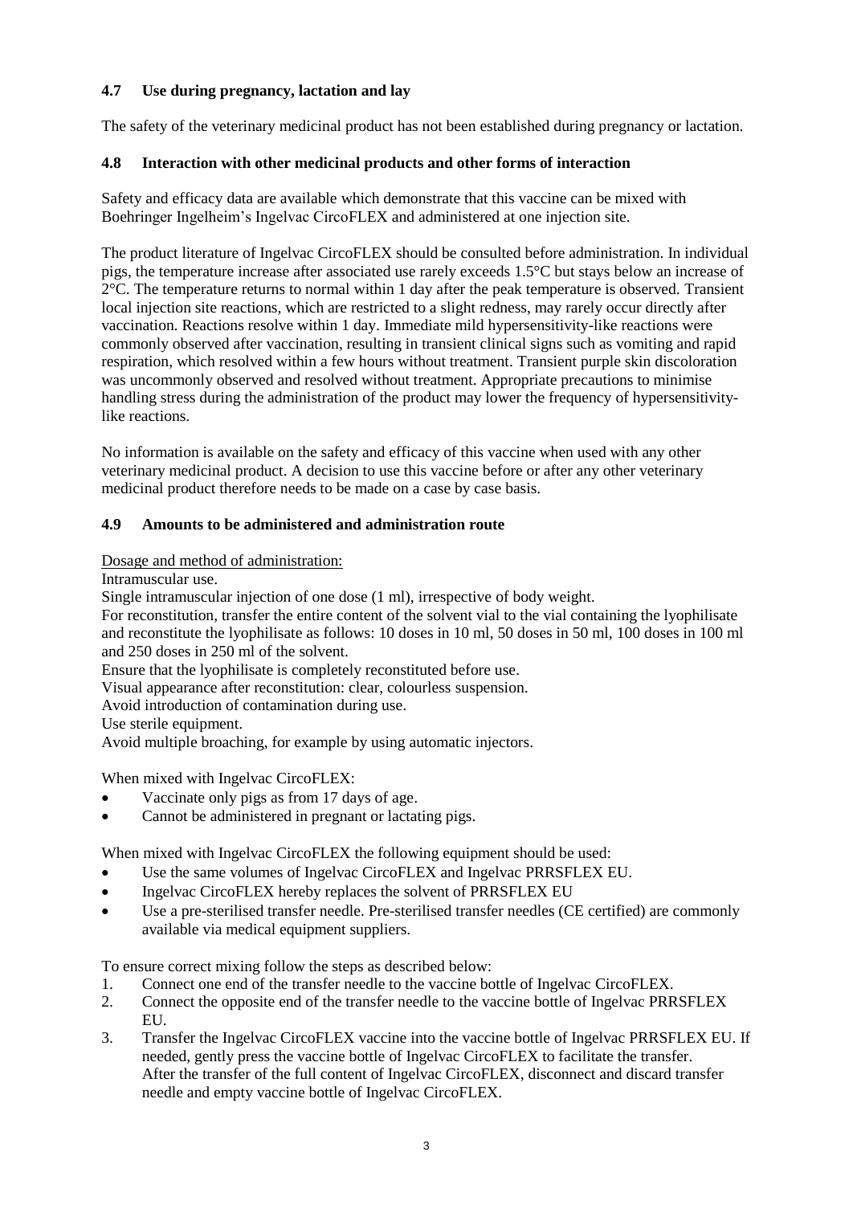### 4.7 Use during pregnancy, lactation and lay

The safety of the veterinary medicinal product has not been established during pregnancy or lactation.

### 4.8 Interaction with other medicinal products and other forms of interaction

Safety and efficacy data are available which demonstrate that this vaccine can be mixed with Boehringer Ingelheim's Ingelvac CircoFLEX and administered at one injection site.

The product literature of Ingelvac CircoFLEX should be consulted before administration. In individual pigs, the temperature increase after associated use rarely exceeds 1.5°C but stays below an increase of 2°C. The temperature returns to normal within 1 day after the peak temperature is observed. Transient local injection site reactions, which are restricted to a slight redness, may rarely occur directly after vaccination. Reactions resolve within 1 day. Immediate mild hypersensitivity-like reactions were commonly observed after vaccination, resulting in transient clinical signs such as vomiting and rapid respiration, which resolved within a few hours without treatment. Transient purple skin discoloration was uncommonly observed and resolved without treatment. Appropriate precautions to minimise handling stress during the administration of the product may lower the frequency of hypersensitivity-like reactions.

No information is available on the safety and efficacy of this vaccine when used with any other veterinary medicinal product. A decision to use this vaccine before or after any other veterinary medicinal product therefore needs to be made on a case by case basis.

### 4.9 Amounts to be administered and administration route

Dosage and method of administration:

Intramuscular use.

Single intramuscular injection of one dose (1 ml), irrespective of body weight.

For reconstitution, transfer the entire content of the solvent vial to the vial containing the lyophilisate and reconstitute the lyophilisate as follows: 10 doses in 10 ml, 50 doses in 50 ml, 100 doses in 100 ml and 250 doses in 250 ml of the solvent.

Ensure that the lyophilisate is completely reconstituted before use.

Visual appearance after reconstitution: clear, colourless suspension.

Avoid introduction of contamination during use.

Use sterile equipment.

Avoid multiple broaching, for example by using automatic injectors.

When mixed with Ingelvac CircoFLEX:

- Vaccinate only pigs as from 17 days of age.
- Cannot be administered in pregnant or lactating pigs.

When mixed with Ingelvac CircoFLEX the following equipment should be used:

- Use the same volumes of Ingelvac CircoFLEX and Ingelvac PRRSFLEX EU.
- Ingelvac CircoFLEX hereby replaces the solvent of PRRSFLEX EU
- Use a pre-sterilised transfer needle. Pre-sterilised transfer needles (CE certified) are commonly available via medical equipment suppliers.

To ensure correct mixing follow the steps as described below:

1. Connect one end of the transfer needle to the vaccine bottle of Ingelvac CircoFLEX.
2. Connect the opposite end of the transfer needle to the vaccine bottle of Ingelvac PRRSFLEX EU.
3. Transfer the Ingelvac CircoFLEX vaccine into the vaccine bottle of Ingelvac PRRSFLEX EU. If needed, gently press the vaccine bottle of Ingelvac CircoFLEX to facilitate the transfer.
   After the transfer of the full content of Ingelvac CircoFLEX, disconnect and discard transfer needle and empty vaccine bottle of Ingelvac CircoFLEX.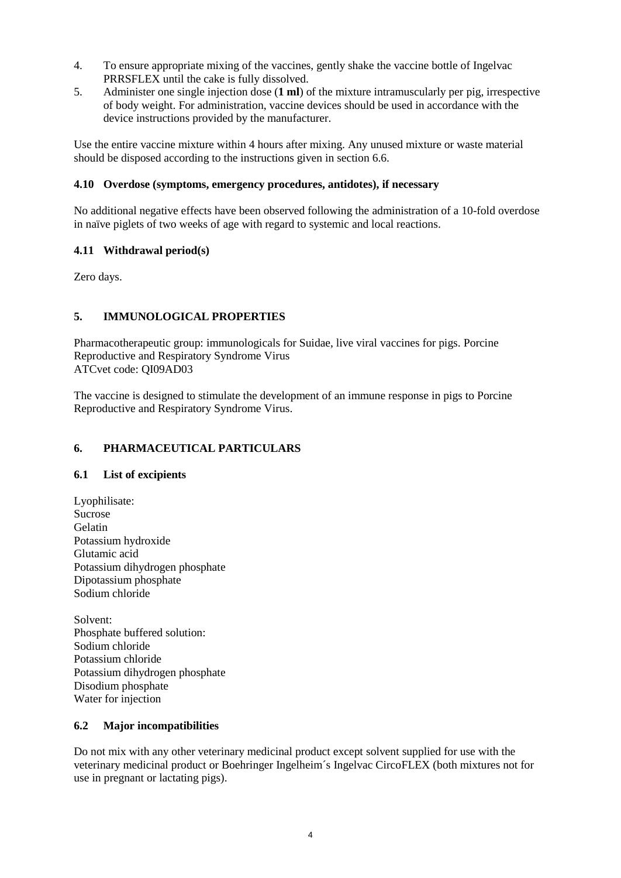4. To ensure appropriate mixing of the vaccines, gently shake the vaccine bottle of Ingelvac PRRSFLEX until the cake is fully dissolved.
5. Administer one single injection dose (**1 ml**) of the mixture intramuscularly per pig, irrespective of body weight. For administration, vaccine devices should be used in accordance with the device instructions provided by the manufacturer.

Use the entire vaccine mixture within 4 hours after mixing. Any unused mixture or waste material should be disposed according to the instructions given in section 6.6.

### 4.10 Overdose (symptoms, emergency procedures, antidotes), if necessary

No additional negative effects have been observed following the administration of a 10-fold overdose in naïve piglets of two weeks of age with regard to systemic and local reactions.

### 4.11 Withdrawal period(s)

Zero days.

## 5. IMMUNOLOGICAL PROPERTIES

Pharmacotherapeutic group: immunologicals for Suidae, live viral vaccines for pigs. Porcine Reproductive and Respiratory Syndrome Virus
ATCvet code: QI09AD03

The vaccine is designed to stimulate the development of an immune response in pigs to Porcine Reproductive and Respiratory Syndrome Virus.

## 6. PHARMACEUTICAL PARTICULARS

### 6.1 List of excipients

Lyophilisate:
Sucrose
Gelatin
Potassium hydroxide
Glutamic acid
Potassium dihydrogen phosphate
Dipotassium phosphate
Sodium chloride

Solvent:
Phosphate buffered solution:
Sodium chloride
Potassium chloride
Potassium dihydrogen phosphate
Disodium phosphate
Water for injection

### 6.2 Major incompatibilities

Do not mix with any other veterinary medicinal product except solvent supplied for use with the veterinary medicinal product or Boehringer Ingelheim´s Ingelvac CircoFLEX (both mixtures not for use in pregnant or lactating pigs).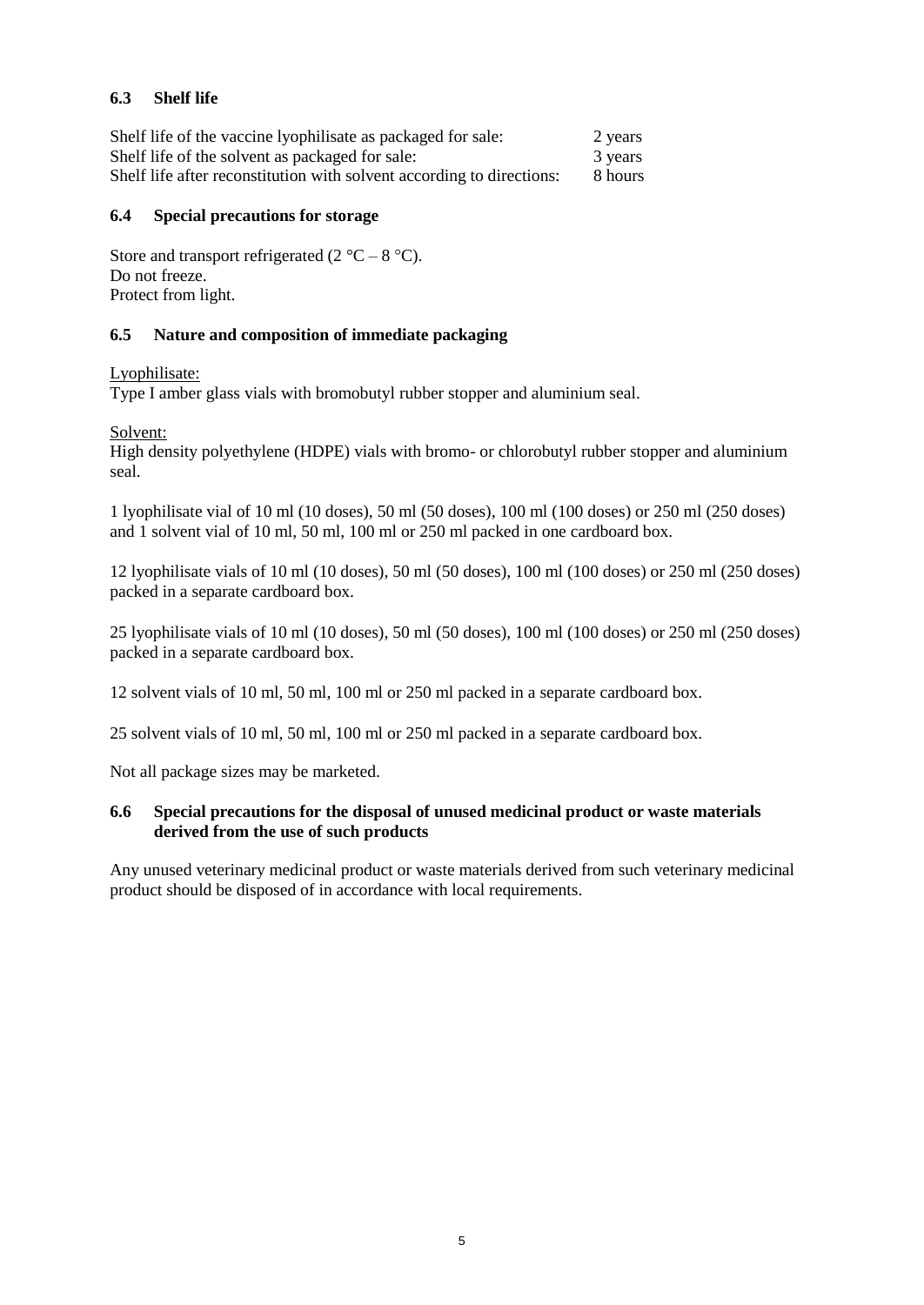### 6.3 Shelf life

| | |
|---|---|
| Shelf life of the vaccine lyophilisate as packaged for sale: | 2 years |
| Shelf life of the solvent as packaged for sale: | 3 years |
| Shelf life after reconstitution with solvent according to directions: | 8 hours |

### 6.4 Special precautions for storage

Store and transport refrigerated (2 °C – 8 °C).
Do not freeze.
Protect from light.

### 6.5 Nature and composition of immediate packaging

Lyophilisate:
Type I amber glass vials with bromobutyl rubber stopper and aluminium seal.

Solvent:
High density polyethylene (HDPE) vials with bromo- or chlorobutyl rubber stopper and aluminium seal.

1 lyophilisate vial of 10 ml (10 doses), 50 ml (50 doses), 100 ml (100 doses) or 250 ml (250 doses) and 1 solvent vial of 10 ml, 50 ml, 100 ml or 250 ml packed in one cardboard box.

12 lyophilisate vials of 10 ml (10 doses), 50 ml (50 doses), 100 ml (100 doses) or 250 ml (250 doses) packed in a separate cardboard box.

25 lyophilisate vials of 10 ml (10 doses), 50 ml (50 doses), 100 ml (100 doses) or 250 ml (250 doses) packed in a separate cardboard box.

12 solvent vials of 10 ml, 50 ml, 100 ml or 250 ml packed in a separate cardboard box.

25 solvent vials of 10 ml, 50 ml, 100 ml or 250 ml packed in a separate cardboard box.

Not all package sizes may be marketed.

### 6.6 Special precautions for the disposal of unused medicinal product or waste materials derived from the use of such products

Any unused veterinary medicinal product or waste materials derived from such veterinary medicinal product should be disposed of in accordance with local requirements.